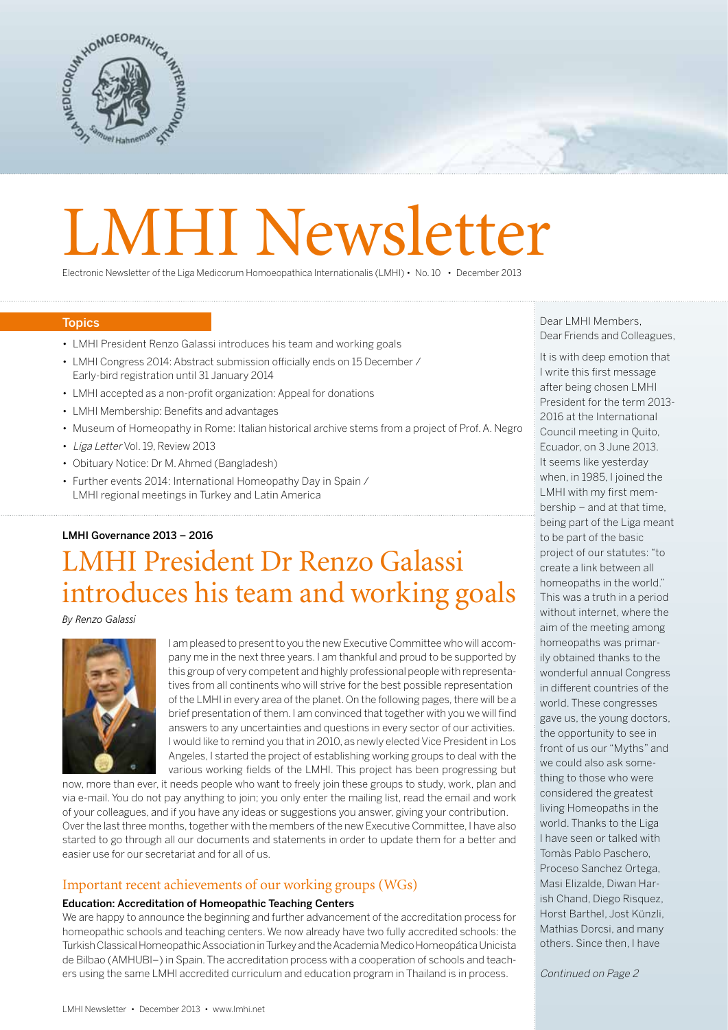# LMHI Newsletter

Electronic Newsletter of the Liga Medicorum Homoeopathica Internationalis (LMHI) • No. 10 • December 2013

## Topics

- LMHI President Renzo Galassi introduces his team and working goals
- LMHI Congress 2014: Abstract submission officially ends on 15 December / Early-bird registration until 31 January 2014
- LMHI accepted as a non-profit organization: Appeal for donations
- LMHI Membership: Benefits and advantages
- Museum of Homeopathy in Rome: Italian historical archive stems from a project of Prof. A. Negro
- *Liga Letter* Vol. 19, Review 2013
- Obituary Notice: Dr M. Ahmed (Bangladesh)
- Further events 2014: International Homeopathy Day in Spain / LMHI regional meetings in Turkey and Latin America

**LMHI Governance 2013 – 2016**

# LMHI President Dr Renzo Galassi introduces his team and working goals

*By Renzo Galassi*

I am pleased to present to you the new Executive Committee who will accompany me in the next three years. I am thankful and proud to be supported by this group of very competent and highly professional people with representatives from all continents who will strive for the best possible representation of the LMHI in every area of the planet. On the following pages, there will be a brief presentation of them. I am convinced that together with you we will find answers to any uncertainties and questions in every sector of our activities. I would like to remind you that in 2010, as newly elected Vice President in Los Angeles, I started the project of establishing working groups to deal with the various working fields of the LMHI. This project has been progressing but now, more than ever, it needs people who want to freely join these groups to study, work, plan and via e-mail. You do not pay anything to join; you only enter the mailing list, read the email and work of your colleagues, and if you have any ideas or suggestions you answer, giving your contribution. Over the last three months, together with the members of the new Executive Committee, I have also started to go through all our documents and statements in order to update them for a better and easier use for our secretariat and for all of us.

## Important recent achievements of our working groups (WGs)

**Education: Accreditation of Homeopathic Teaching Centers**

We are happy to announce the beginning and further advancement of the accreditation process for homeopathic schools and teaching centers. We now already have two fully accredited schools: the Turkish Classical Homeopathic Association in Turkey and the Academia Medico Homeopática Unicista de Bilbao (AMHUBI–) in Spain. The accreditation process with a cooperation of schools and teachers using the same LMHI accredited curriculum and education program in Thailand is in process.

Dear LMHI Members,
Dear Friends and Colleagues,

It is with deep emotion that I write this first message after being chosen LMHI President for the term 2013-2016 at the International Council meeting in Quito, Ecuador, on 3 June 2013. It seems like yesterday when, in 1985, I joined the LMHI with my first membership – and at that time, being part of the Liga meant to be part of the basic project of our statutes: "to create a link between all homeopaths in the world." This was a truth in a period without internet, where the aim of the meeting among homeopaths was primarily obtained thanks to the wonderful annual Congress in different countries of the world. These congresses gave us, the young doctors, the opportunity to see in front of us our "Myths" and we could also ask something to those who were considered the greatest living Homeopaths in the world. Thanks to the Liga I have seen or talked with Tomàs Pablo Paschero, Proceso Sanchez Ortega, Masi Elizalde, Diwan Harish Chand, Diego Risquez, Horst Barthel, Jost Künzli, Mathias Dorcsi, and many others. Since then, I have

*Continued on Page 2*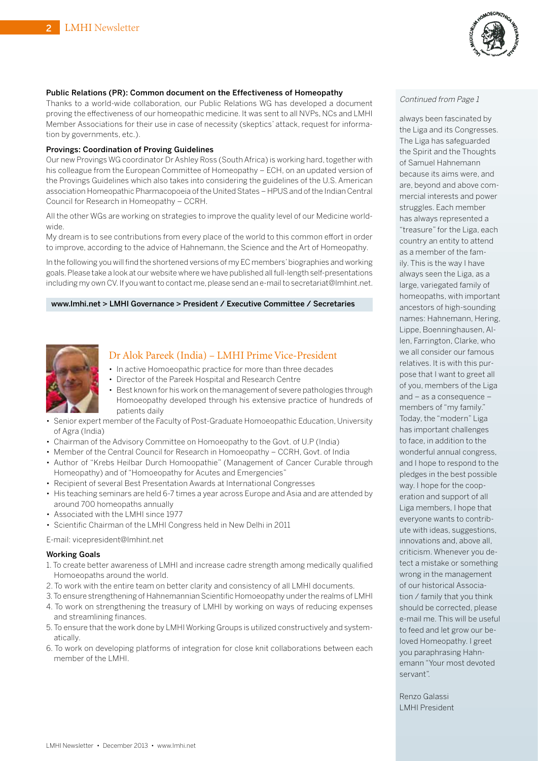### Public Relations (PR): Common document on the Effectiveness of Homeopathy

Thanks to a world-wide collaboration, our Public Relations WG has developed a document proving the effectiveness of our homeopathic medicine. It was sent to all NVPs, NCs and LMHI Member Associations for their use in case of necessity (skeptics' attack, request for information by governments, etc.).

### Provings: Coordination of Proving Guidelines

Our new Provings WG coordinator Dr Ashley Ross (South Africa) is working hard, together with his colleague from the European Committee of Homeopathy – ECH, on an updated version of the Provings Guidelines which also takes into considering the guidelines of the U.S. American association Homeopathic Pharmacopoeia of the United States – HPUS and of the Indian Central Council for Research in Homeopathy – CCRH.

All the other WGs are working on strategies to improve the quality level of our Medicine worldwide.

My dream is to see contributions from every place of the world to this common effort in order to improve, according to the advice of Hahnemann, the Science and the Art of Homeopathy.

In the following you will find the shortened versions of my EC members' biographies and working goals. Please take a look at our website where we have published all full-length self-presentations including my own CV. If you want to contact me, please send an e-mail to secretariat@lmhint.net.

**www.lmhi.net > LMHI Governance > President / Executive Committee / Secretaries**

*Continued from Page 1*

always been fascinated by the Liga and its Congresses. The Liga has safeguarded the Spirit and the Thoughts of Samuel Hahnemann because its aims were, and are, beyond and above commercial interests and power struggles. Each member has always represented a "treasure" for the Liga, each country an entity to attend as a member of the family. This is the way I have always seen the Liga, as a large, variegated family of homeopaths, with important ancestors of high-sounding names: Hahnemann, Hering, Lippe, Boenninghausen, Allen, Farrington, Clarke, who we all consider our famous relatives. It is with this purpose that I want to greet all of you, members of the Liga and – as a consequence – members of "my family." Today, the "modern" Liga has important challenges to face, in addition to the wonderful annual congress, and I hope to respond to the pledges in the best possible way. I hope for the cooperation and support of all Liga members, I hope that everyone wants to contribute with ideas, suggestions, innovations and, above all, criticism. Whenever you detect a mistake or something wrong in the management of our historical Association / family that you think should be corrected, please e-mail me. This will be useful to feed and let grow our beloved Homeopathy. I greet you paraphrasing Hahnemann "Your most devoted servant".

Renzo Galassi
LMHI President

## Dr Alok Pareek (India) – LMHI Prime Vice-President

- In active Homoeopathic practice for more than three decades
- Director of the Pareek Hospital and Research Centre
- Best known for his work on the management of severe pathologies through Homoeopathy developed through his extensive practice of hundreds of patients daily
- Senior expert member of the Faculty of Post-Graduate Homoeopathic Education, University of Agra (India)
- Chairman of the Advisory Committee on Homoeopathy to the Govt. of U.P (India)
- Member of the Central Council for Research in Homoeopathy – CCRH, Govt. of India
- Author of "Krebs Heilbar Durch Homoopathie" (Management of Cancer Curable through Homeopathy) and of "Homoeopathy for Acutes and Emergencies"
- Recipient of several Best Presentation Awards at International Congresses
- His teaching seminars are held 6-7 times a year across Europe and Asia and are attended by around 700 homeopaths annually
- Associated with the LMHI since 1977
- Scientific Chairman of the LMHI Congress held in New Delhi in 2011

E-mail: vicepresident@lmhint.net

### Working Goals

1. To create better awareness of LMHI and increase cadre strength among medically qualified Homoeopaths around the world.
2. To work with the entire team on better clarity and consistency of all LMHI documents.
3. To ensure strengthening of Hahnemannian Scientific Homoeopathy under the realms of LMHI
4. To work on strengthening the treasury of LMHI by working on ways of reducing expenses and streamlining finances.
5. To ensure that the work done by LMHI Working Groups is utilized constructively and systematically.
6. To work on developing platforms of integration for close knit collaborations between each member of the LMHI.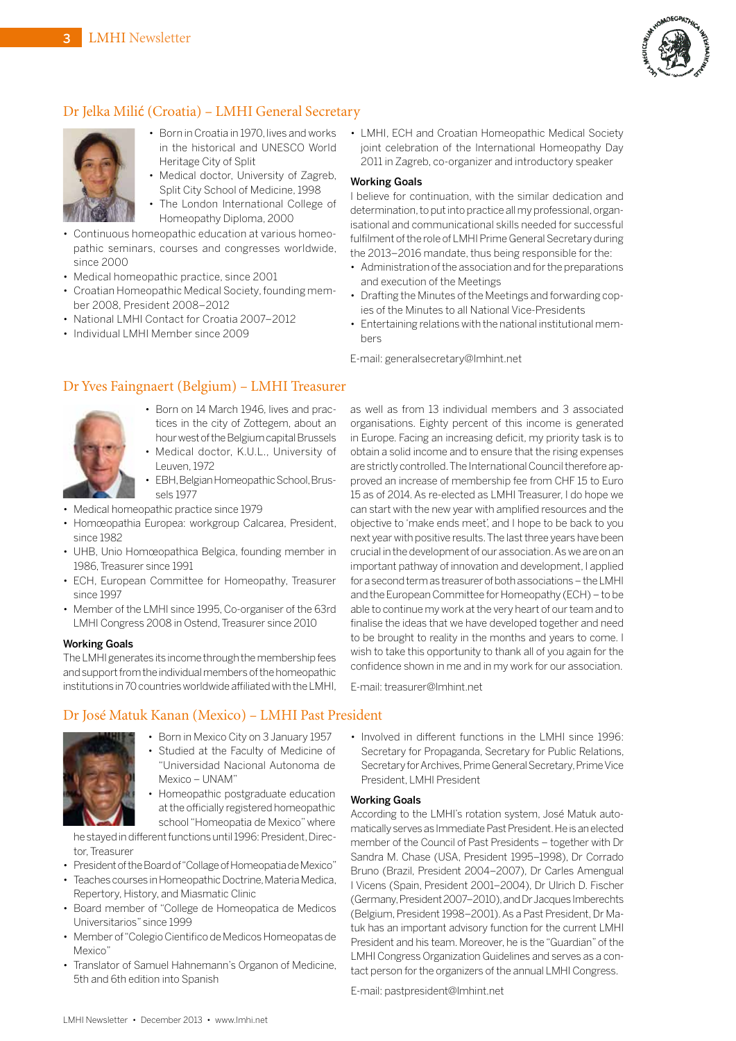## Dr Jelka Milić (Croatia) – LMHI General Secretary

- Born in Croatia in 1970, lives and works in the historical and UNESCO World Heritage City of Split
- Medical doctor, University of Zagreb, Split City School of Medicine, 1998
- The London International College of Homeopathy Diploma, 2000
- Continuous homeopathic education at various homeopathic seminars, courses and congresses worldwide, since 2000
- Medical homeopathic practice, since 2001
- Croatian Homeopathic Medical Society, founding member 2008, President 2008–2012
- National LMHI Contact for Croatia 2007–2012
- Individual LMHI Member since 2009
- LMHI, ECH and Croatian Homeopathic Medical Society joint celebration of the International Homeopathy Day 2011 in Zagreb, co-organizer and introductory speaker

### Working Goals

I believe for continuation, with the similar dedication and determination, to put into practice all my professional, organisational and communicational skills needed for successful fulfilment of the role of LMHI Prime General Secretary during the 2013–2016 mandate, thus being responsible for the:

- Administration of the association and for the preparations and execution of the Meetings
- Drafting the Minutes of the Meetings and forwarding copies of the Minutes to all National Vice-Presidents
- Entertaining relations with the national institutional members

E-mail: generalsecretary@lmhint.net

## Dr Yves Faingnaert (Belgium) – LMHI Treasurer

- Born on 14 March 1946, lives and practices in the city of Zottegem, about an hour west of the Belgium capital Brussels
- Medical doctor, K.U.L., University of Leuven, 1972
- EBH, Belgian Homeopathic School, Brussels 1977
- Medical homeopathic practice since 1979
- Homœopathia Europea: workgroup Calcarea, President, since 1982
- UHB, Unio Homœopathica Belgica, founding member in 1986, Treasurer since 1991
- ECH, European Committee for Homeopathy, Treasurer since 1997
- Member of the LMHI since 1995, Co-organiser of the 63rd LMHI Congress 2008 in Ostend, Treasurer since 2010

### Working Goals

The LMHI generates its income through the membership fees and support from the individual members of the homeopathic institutions in 70 countries worldwide affiliated with the LMHI, as well as from 13 individual members and 3 associated organisations. Eighty percent of this income is generated in Europe. Facing an increasing deficit, my priority task is to obtain a solid income and to ensure that the rising expenses are strictly controlled. The International Council therefore approved an increase of membership fee from CHF 15 to Euro 15 as of 2014. As re-elected as LMHI Treasurer, I do hope we can start with the new year with amplified resources and the objective to 'make ends meet', and I hope to be back to you next year with positive results. The last three years have been crucial in the development of our association. As we are on an important pathway of innovation and development, I applied for a second term as treasurer of both associations – the LMHI and the European Committee for Homeopathy (ECH) – to be able to continue my work at the very heart of our team and to finalise the ideas that we have developed together and need to be brought to reality in the months and years to come. I wish to take this opportunity to thank all of you again for the confidence shown in me and in my work for our association.

E-mail: treasurer@lmhint.net

## Dr José Matuk Kanan (Mexico) – LMHI Past President

- Born in Mexico City on 3 January 1957
- Studied at the Faculty of Medicine of "Universidad Nacional Autonoma de Mexico – UNAM"
- Homeopathic postgraduate education at the officially registered homeopathic school "Homeopatia de Mexico" where he stayed in different functions until 1996: President, Director, Treasurer
- President of the Board of "Collage of Homeopatia de Mexico"
- Teaches courses in Homeopathic Doctrine, Materia Medica, Repertory, History, and Miasmatic Clinic
- Board member of "College de Homeopatica de Medicos Universitarios" since 1999
- Member of "Colegio Cientifico de Medicos Homeopatas de Mexico"
- Translator of Samuel Hahnemann's Organon of Medicine, 5th and 6th edition into Spanish
- Involved in different functions in the LMHI since 1996: Secretary for Propaganda, Secretary for Public Relations, Secretary for Archives, Prime General Secretary, Prime Vice President, LMHI President

### Working Goals

According to the LMHI's rotation system, José Matuk automatically serves as Immediate Past President. He is an elected member of the Council of Past Presidents – together with Dr Sandra M. Chase (USA, President 1995–1998), Dr Corrado Bruno (Brazil, President 2004–2007), Dr Carles Amengual I Vicens (Spain, President 2001–2004), Dr Ulrich D. Fischer (Germany, President 2007–2010), and Dr Jacques Imberechts (Belgium, President 1998–2001). As a Past President, Dr Matuk has an important advisory function for the current LMHI President and his team. Moreover, he is the "Guardian" of the LMHI Congress Organization Guidelines and serves as a contact person for the organizers of the annual LMHI Congress.

E-mail: pastpresident@lmhint.net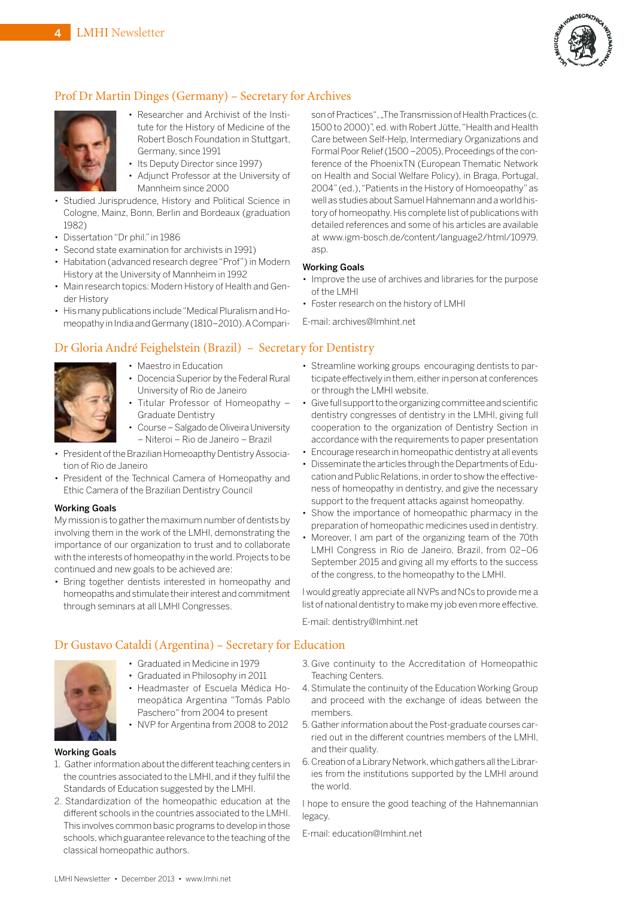## Prof Dr Martin Dinges (Germany) – Secretary for Archives

- Researcher and Archivist of the Institute for the History of Medicine of the Robert Bosch Foundation in Stuttgart, Germany, since 1991
- Its Deputy Director since 1997)
- Adjunct Professor at the University of Mannheim since 2000
- Studied Jurisprudence, History and Political Science in Cologne, Mainz, Bonn, Berlin and Bordeaux (graduation 1982)
- Dissertation "Dr phil." in 1986
- Second state examination for archivists in 1991)
- Habitation (advanced research degree "Prof") in Modern History at the University of Mannheim in 1992
- Main research topics: Modern History of Health and Gender History
- His many publications include "Medical Pluralism and Homeopathy in India and Germany (1810–2010). A Comparison of Practices", „The Transmission of Health Practices (c. 1500 to 2000)", ed. with Robert Jütte, "Health and Health Care between Self-Help, Intermediary Organizations and Formal Poor Relief (1500 –2005), Proceedings of the conference of the PhoenixTN (European Thematic Network on Health and Social Welfare Policy), in Braga, Portugal, 2004" (ed.), "Patients in the History of Homoeopathy" as well as studies about Samuel Hahnemann and a world history of homeopathy. His complete list of publications with detailed references and some of his articles are available at www.igm-bosch.de/content/language2/html/10979.asp.

### Working Goals

- Improve the use of archives and libraries for the purpose of the LMHI
- Foster research on the history of LMHI

E-mail: archives@lmhint.net

## Dr Gloria André Feighelstein (Brazil) – Secretary for Dentistry

- Maestro in Education
- Docencia Superior by the Federal Rural University of Rio de Janeiro
- Titular Professor of Homeopathy – Graduate Dentistry
- Course – Salgado de Oliveira University – Niteroi – Rio de Janeiro – Brazil
- President of the Brazilian Homeopathy Dentistry Association of Rio de Janeiro
- President of the Technical Camera of Homeopathy and Ethic Camera of the Brazilian Dentistry Council

### Working Goals

My mission is to gather the maximum number of dentists by involving them in the work of the LMHI, demonstrating the importance of our organization to trust and to collaborate with the interests of homeopathy in the world. Projects to be continued and new goals to be achieved are:

- Bring together dentists interested in homeopathy and homeopaths and stimulate their interest and commitment through seminars at all LMHI Congresses.
- Streamline working groups encouraging dentists to participate effectively in them, either in person at conferences or through the LMHI website.
- Give full support to the organizing committee and scientific dentistry congresses of dentistry in the LMHI, giving full cooperation to the organization of Dentistry Section in accordance with the requirements to paper presentation
- Encourage research in homeopathic dentistry at all events
- Disseminate the articles through the Departments of Education and Public Relations, in order to show the effectiveness of homeopathy in dentistry, and give the necessary support to the frequent attacks against homeopathy.
- Show the importance of homeopathic pharmacy in the preparation of homeopathic medicines used in dentistry.
- Moreover, I am part of the organizing team of the 70th LMHI Congress in Rio de Janeiro, Brazil, from 02–06 September 2015 and giving all my efforts to the success of the congress, to the homeopathy to the LMHI.

I would greatly appreciate all NVPs and NCs to provide me a list of national dentistry to make my job even more effective.

E-mail: dentistry@lmhint.net

## Dr Gustavo Cataldi (Argentina) – Secretary for Education

- Graduated in Medicine in 1979
- Graduated in Philosophy in 2011
- Headmaster of Escuela Médica Homeopática Argentina "Tomás Pablo Paschero" from 2004 to present
- NVP for Argentina from 2008 to 2012

### Working Goals

1. Gather information about the different teaching centers in the countries associated to the LMHI, and if they fulfil the Standards of Education suggested by the LMHI.
2. Standardization of the homeopathic education at the different schools in the countries associated to the LMHI. This involves common basic programs to develop in those schools, which guarantee relevance to the teaching of the classical homeopathic authors.
3. Give continuity to the Accreditation of Homeopathic Teaching Centers.
4. Stimulate the continuity of the Education Working Group and proceed with the exchange of ideas between the members.
5. Gather information about the Post-graduate courses carried out in the different countries members of the LMHI, and their quality.
6. Creation of a Library Network, which gathers all the Libraries from the institutions supported by the LMHI around the world.

I hope to ensure the good teaching of the Hahnemannian legacy.

E-mail: education@lmhint.net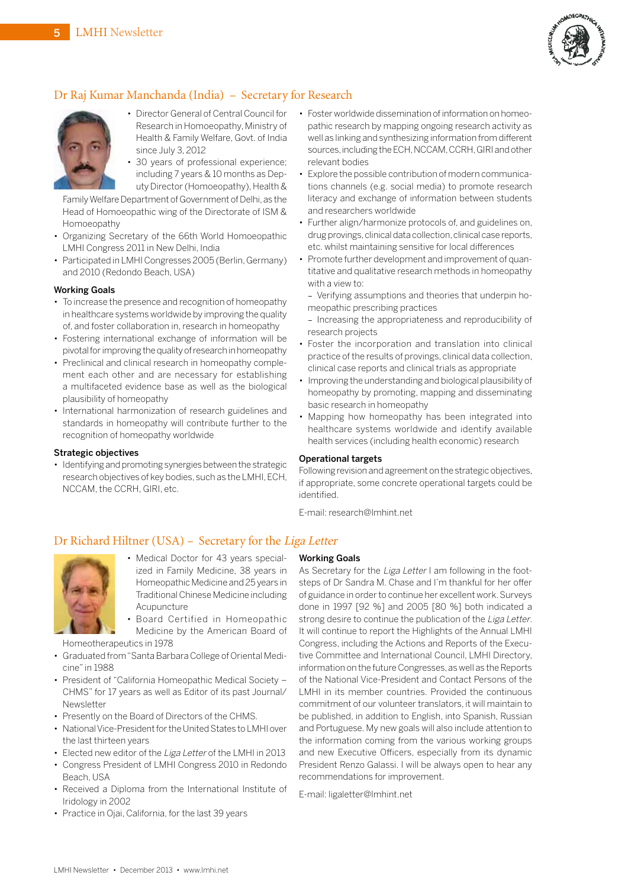## Dr Raj Kumar Manchanda (India) – Secretary for Research

- Director General of Central Council for Research in Homoeopathy, Ministry of Health & Family Welfare, Govt. of India since July 3, 2012
- 30 years of professional experience; including 7 years & 10 months as Deputy Director (Homoeopathy), Health & Family Welfare Department of Government of Delhi, as the Head of Homoeopathic wing of the Directorate of ISM & Homoeopathy
- Organizing Secretary of the 66th World Homoeopathic LMHI Congress 2011 in New Delhi, India
- Participated in LMHI Congresses 2005 (Berlin, Germany) and 2010 (Redondo Beach, USA)

**Working Goals**

- To increase the presence and recognition of homeopathy in healthcare systems worldwide by improving the quality of, and foster collaboration in, research in homeopathy
- Fostering international exchange of information will be pivotal for improving the quality of research in homeopathy
- Preclinical and clinical research in homeopathy complement each other and are necessary for establishing a multifaceted evidence base as well as the biological plausibility of homeopathy
- International harmonization of research guidelines and standards in homeopathy will contribute further to the recognition of homeopathy worldwide

**Strategic objectives**

- Identifying and promoting synergies between the strategic research objectives of key bodies, such as the LMHI, ECH, NCCAM, the CCRH, GIRI, etc.
- Foster worldwide dissemination of information on homeopathic research by mapping ongoing research activity as well as linking and synthesizing information from different sources, including the ECH, NCCAM, CCRH, GIRI and other relevant bodies
- Explore the possible contribution of modern communications channels (e.g. social media) to promote research literacy and exchange of information between students and researchers worldwide
- Further align/harmonize protocols of, and guidelines on, drug provings, clinical data collection, clinical case reports, etc. whilst maintaining sensitive for local differences
- Promote further development and improvement of quantitative and qualitative research methods in homeopathy with a view to:
  – Verifying assumptions and theories that underpin homeopathic prescribing practices
  – Increasing the appropriateness and reproducibility of research projects
- Foster the incorporation and translation into clinical practice of the results of provings, clinical data collection, clinical case reports and clinical trials as appropriate
- Improving the understanding and biological plausibility of homeopathy by promoting, mapping and disseminating basic research in homeopathy
- Mapping how homeopathy has been integrated into healthcare systems worldwide and identify available health services (including health economic) research

**Operational targets**

Following revision and agreement on the strategic objectives, if appropriate, some concrete operational targets could be identified.

E-mail: research@lmhint.net

## Dr Richard Hiltner (USA) – Secretary for the *Liga Letter*

- Medical Doctor for 43 years specialized in Family Medicine, 38 years in Homeopathic Medicine and 25 years in Traditional Chinese Medicine including Acupuncture
- Board Certified in Homeopathic Medicine by the American Board of Homeotherapeutics in 1978
- Graduated from "Santa Barbara College of Oriental Medicine" in 1988
- President of "California Homeopathic Medical Society – CHMS" for 17 years as well as Editor of its past Journal/Newsletter
- Presently on the Board of Directors of the CHMS.
- National Vice-President for the United States to LMHI over the last thirteen years
- Elected new editor of the *Liga Letter* of the LMHI in 2013
- Congress President of LMHI Congress 2010 in Redondo Beach, USA
- Received a Diploma from the International Institute of Iridology in 2002
- Practice in Ojai, California, for the last 39 years

**Working Goals**

As Secretary for the *Liga Letter* I am following in the footsteps of Dr Sandra M. Chase and I'm thankful for her offer of guidance in order to continue her excellent work. Surveys done in 1997 [92 %] and 2005 [80 %] both indicated a strong desire to continue the publication of the *Liga Letter*. It will continue to report the Highlights of the Annual LMHI Congress, including the Actions and Reports of the Executive Committee and International Council, LMHI Directory, information on the future Congresses, as well as the Reports of the National Vice-President and Contact Persons of the LMHI in its member countries. Provided the continuous commitment of our volunteer translators, it will maintain to be published, in addition to English, into Spanish, Russian and Portuguese. My new goals will also include attention to the information coming from the various working groups and new Executive Officers, especially from its dynamic President Renzo Galassi. I will be always open to hear any recommendations for improvement.

E-mail: ligaletter@lmhint.net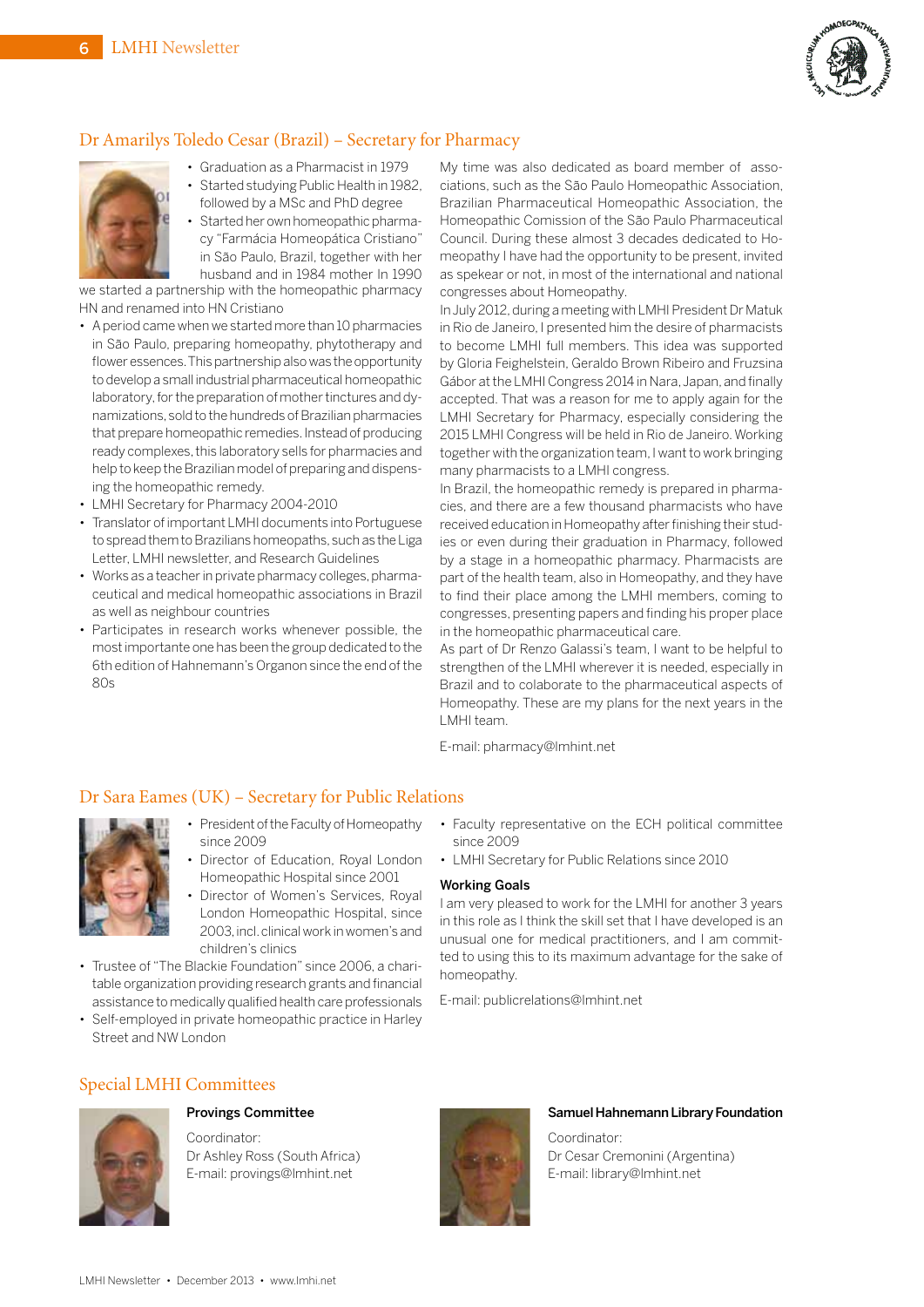## Dr Amarilys Toledo Cesar (Brazil) – Secretary for Pharmacy

- Graduation as a Pharmacist in 1979
- Started studying Public Health in 1982, followed by a MSc and PhD degree
- Started her own homeopathic pharmacy "Farmácia Homeopática Cristiano" in São Paulo, Brazil, together with her husband and in 1984 mother In 1990 we started a partnership with the homeopathic pharmacy HN and renamed into HN Cristiano
- A period came when we started more than 10 pharmacies in São Paulo, preparing homeopathy, phytotherapy and flower essences. This partnership also was the opportunity to develop a small industrial pharmaceutical homeopathic laboratory, for the preparation of mother tinctures and dynamizations, sold to the hundreds of Brazilian pharmacies that prepare homeopathic remedies. Instead of producing ready complexes, this laboratory sells for pharmacies and help to keep the Brazilian model of preparing and dispensing the homeopathic remedy.
- LMHI Secretary for Pharmacy 2004-2010
- Translator of important LMHI documents into Portuguese to spread them to Brazilians homeopaths, such as the Liga Letter, LMHI newsletter, and Research Guidelines
- Works as a teacher in private pharmacy colleges, pharmaceutical and medical homeopathic associations in Brazil as well as neighbour countries
- Participates in research works whenever possible, the most importante one has been the group dedicated to the 6th edition of Hahnemann's Organon since the end of the 80s

My time was also dedicated as board member of associations, such as the São Paulo Homeopathic Association, Brazilian Pharmaceutical Homeopathic Association, the Homeopathic Comission of the São Paulo Pharmaceutical Council. During these almost 3 decades dedicated to Homeopathy I have had the opportunity to be present, invited as spekear or not, in most of the international and national congresses about Homeopathy.

In July 2012, during a meeting with LMHI President Dr Matuk in Rio de Janeiro, I presented him the desire of pharmacists to become LMHI full members. This idea was supported by Gloria Feighelstein, Geraldo Brown Ribeiro and Fruzsina Gábor at the LMHI Congress 2014 in Nara, Japan, and finally accepted. That was a reason for me to apply again for the LMHI Secretary for Pharmacy, especially considering the 2015 LMHI Congress will be held in Rio de Janeiro. Working together with the organization team, I want to work bringing many pharmacists to a LMHI congress.

In Brazil, the homeopathic remedy is prepared in pharmacies, and there are a few thousand pharmacists who have received education in Homeopathy after finishing their studies or even during their graduation in Pharmacy, followed by a stage in a homeopathic pharmacy. Pharmacists are part of the health team, also in Homeopathy, and they have to find their place among the LMHI members, coming to congresses, presenting papers and finding his proper place in the homeopathic pharmaceutical care.

As part of Dr Renzo Galassi's team, I want to be helpful to strengthen of the LMHI wherever it is needed, especially in Brazil and to colaborate to the pharmaceutical aspects of Homeopathy. These are my plans for the next years in the LMHI team.

E-mail: pharmacy@lmhint.net

## Dr Sara Eames (UK) – Secretary for Public Relations

- President of the Faculty of Homeopathy since 2009
- Director of Education, Royal London Homeopathic Hospital since 2001
- Director of Women's Services, Royal London Homeopathic Hospital, since 2003, incl. clinical work in women's and children's clinics
- Trustee of "The Blackie Foundation" since 2006, a charitable organization providing research grants and financial assistance to medically qualified health care professionals
- Self-employed in private homeopathic practice in Harley Street and NW London
- Faculty representative on the ECH political committee since 2009
- LMHI Secretary for Public Relations since 2010

### Working Goals

I am very pleased to work for the LMHI for another 3 years in this role as I think the skill set that I have developed is an unusual one for medical practitioners, and I am committed to using this to its maximum advantage for the sake of homeopathy.

E-mail: publicrelations@lmhint.net

## Special LMHI Committees

### Provings Committee

Coordinator:
Dr Ashley Ross (South Africa)
E-mail: provings@lmhint.net

### Samuel Hahnemann Library Foundation

Coordinator:
Dr Cesar Cremonini (Argentina)
E-mail: library@lmhint.net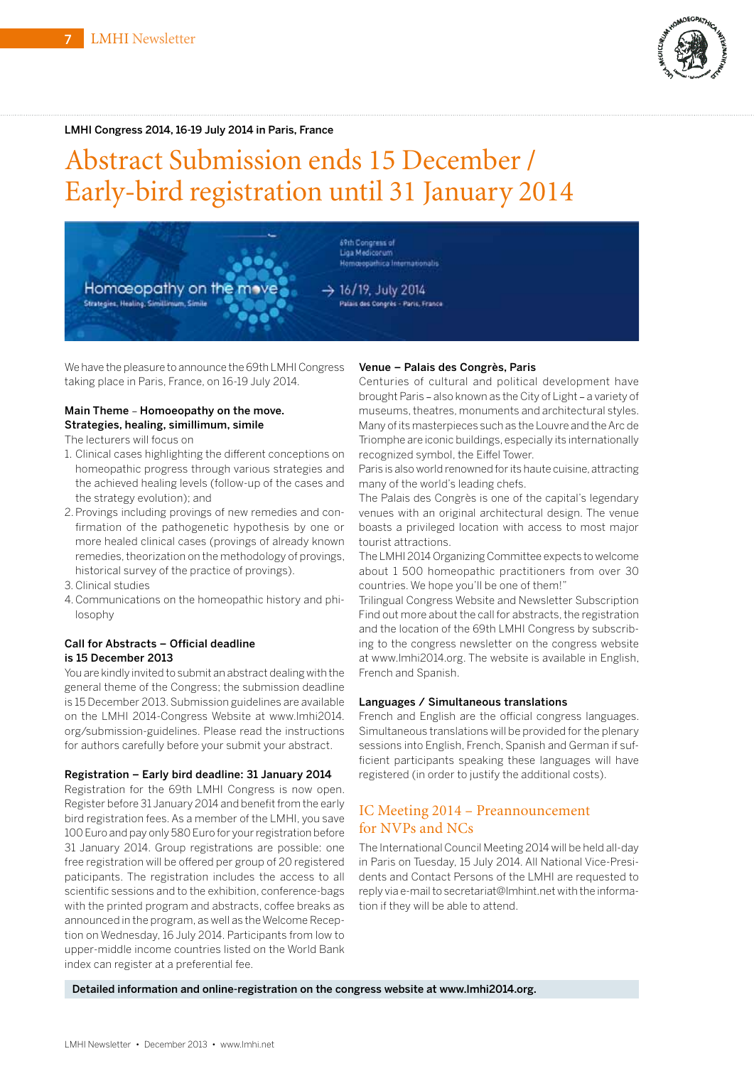LMHI Congress 2014, 16-19 July 2014 in Paris, France

# Abstract Submission ends 15 December / Early-bird registration until 31 January 2014

We have the pleasure to announce the 69th LMHI Congress taking place in Paris, France, on 16-19 July 2014.

**Main Theme – Homoeopathy on the move. Strategies, healing, simillimum, simile**

The lecturers will focus on

1. Clinical cases highlighting the different conceptions on homeopathic progress through various strategies and the achieved healing levels (follow-up of the cases and the strategy evolution); and
2. Provings including provings of new remedies and confirmation of the pathogenetic hypothesis by one or more healed clinical cases (provings of already known remedies, theorization on the methodology of provings, historical survey of the practice of provings).
3. Clinical studies
4. Communications on the homeopathic history and philosophy

**Call for Abstracts – Official deadline is 15 December 2013**

You are kindly invited to submit an abstract dealing with the general theme of the Congress; the submission deadline is 15 December 2013. Submission guidelines are available on the LMHI 2014-Congress Website at www.lmhi2014.org/submission-guidelines. Please read the instructions for authors carefully before your submit your abstract.

**Registration – Early bird deadline: 31 January 2014**

Registration for the 69th LMHI Congress is now open. Register before 31 January 2014 and benefit from the early bird registration fees. As a member of the LMHI, you save 100 Euro and pay only 580 Euro for your registration before 31 January 2014. Group registrations are possible: one free registration will be offered per group of 20 registered paticipants. The registration includes the access to all scientific sessions and to the exhibition, conference-bags with the printed program and abstracts, coffee breaks as announced in the program, as well as the Welcome Reception on Wednesday, 16 July 2014. Participants from low to upper-middle income countries listed on the World Bank index can register at a preferential fee.

**Venue – Palais des Congrès, Paris**

Centuries of cultural and political development have brought Paris – also known as the City of Light – a variety of museums, theatres, monuments and architectural styles. Many of its masterpieces such as the Louvre and the Arc de Triomphe are iconic buildings, especially its internationally recognized symbol, the Eiffel Tower.

Paris is also world renowned for its haute cuisine, attracting many of the world's leading chefs.

The Palais des Congrès is one of the capital's legendary venues with an original architectural design. The venue boasts a privileged location with access to most major tourist attractions.

The LMHI 2014 Organizing Committee expects to welcome about 1 500 homeopathic practitioners from over 30 countries. We hope you'll be one of them!"

Trilingual Congress Website and Newsletter Subscription

Find out more about the call for abstracts, the registration and the location of the 69th LMHI Congress by subscribing to the congress newsletter on the congress website at www.lmhi2014.org. The website is available in English, French and Spanish.

**Languages / Simultaneous translations**

French and English are the official congress languages. Simultaneous translations will be provided for the plenary sessions into English, French, Spanish and German if sufficient participants speaking these languages will have registered (in order to justify the additional costs).

## IC Meeting 2014 – Preannouncement for NVPs and NCs

The International Council Meeting 2014 will be held all-day in Paris on Tuesday, 15 July 2014. All National Vice-Presidents and Contact Persons of the LMHI are requested to reply via e-mail to secretariat@lmhint.net with the information if they will be able to attend.

**Detailed information and online-registration on the congress website at www.lmhi2014.org.**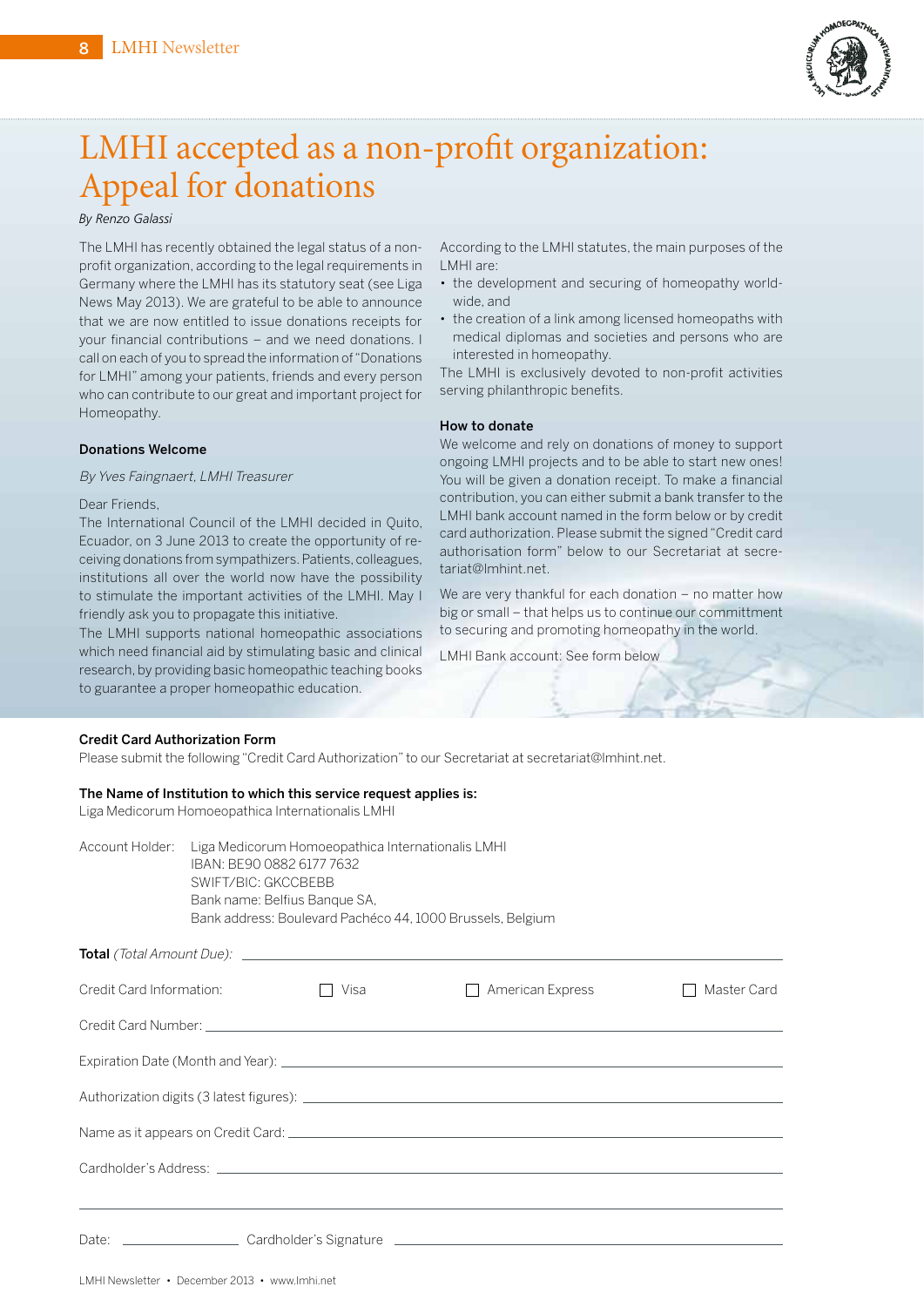# LMHI accepted as a non-profit organization: Appeal for donations

*By Renzo Galassi*

The LMHI has recently obtained the legal status of a non-profit organization, according to the legal requirements in Germany where the LMHI has its statutory seat (see Liga News May 2013). We are grateful to be able to announce that we are now entitled to issue donations receipts for your financial contributions – and we need donations. I call on each of you to spread the information of "Donations for LMHI" among your patients, friends and every person who can contribute to our great and important project for Homeopathy.

### Donations Welcome

*By Yves Faingnaert, LMHI Treasurer*

Dear Friends,

The International Council of the LMHI decided in Quito, Ecuador, on 3 June 2013 to create the opportunity of receiving donations from sympathizers. Patients, colleagues, institutions all over the world now have the possibility to stimulate the important activities of the LMHI. May I friendly ask you to propagate this initiative.

The LMHI supports national homeopathic associations which need financial aid by stimulating basic and clinical research, by providing basic homeopathic teaching books to guarantee a proper homeopathic education.

According to the LMHI statutes, the main purposes of the LMHI are:

- the development and securing of homeopathy world-wide, and
- the creation of a link among licensed homeopaths with medical diplomas and societies and persons who are interested in homeopathy.

The LMHI is exclusively devoted to non-profit activities serving philanthropic benefits.

### How to donate

We welcome and rely on donations of money to support ongoing LMHI projects and to be able to start new ones! You will be given a donation receipt. To make a financial contribution, you can either submit a bank transfer to the LMHI bank account named in the form below or by credit card authorization. Please submit the signed "Credit card authorisation form" below to our Secretariat at secretariat@lmhint.net.

We are very thankful for each donation – no matter how big or small – that helps us to continue our committment to securing and promoting homeopathy in the world.

LMHI Bank account: See form below

### Credit Card Authorization Form

Please submit the following "Credit Card Authorization" to our Secretariat at secretariat@lmhint.net.

**The Name of Institution to which this service request applies is:**
Liga Medicorum Homoeopathica Internationalis LMHI

Account Holder: Liga Medicorum Homoeopathica Internationalis LMHI
IBAN: BE90 0882 6177 7632
SWIFT/BIC: GKCCBEBB
Bank name: Belfius Banque SA,
Bank address: Boulevard Pachéco 44, 1000 Brussels, Belgium

**Total** *(Total Amount Due):* ____________________

Credit Card Information: ☐ Visa ☐ American Express ☐ Master Card

Credit Card Number: ____________________

Expiration Date (Month and Year): ____________________

Authorization digits (3 latest figures): ____________________

Name as it appears on Credit Card: ____________________

Cardholder's Address: ____________________

____________________

Date: __________ Cardholder's Signature ____________________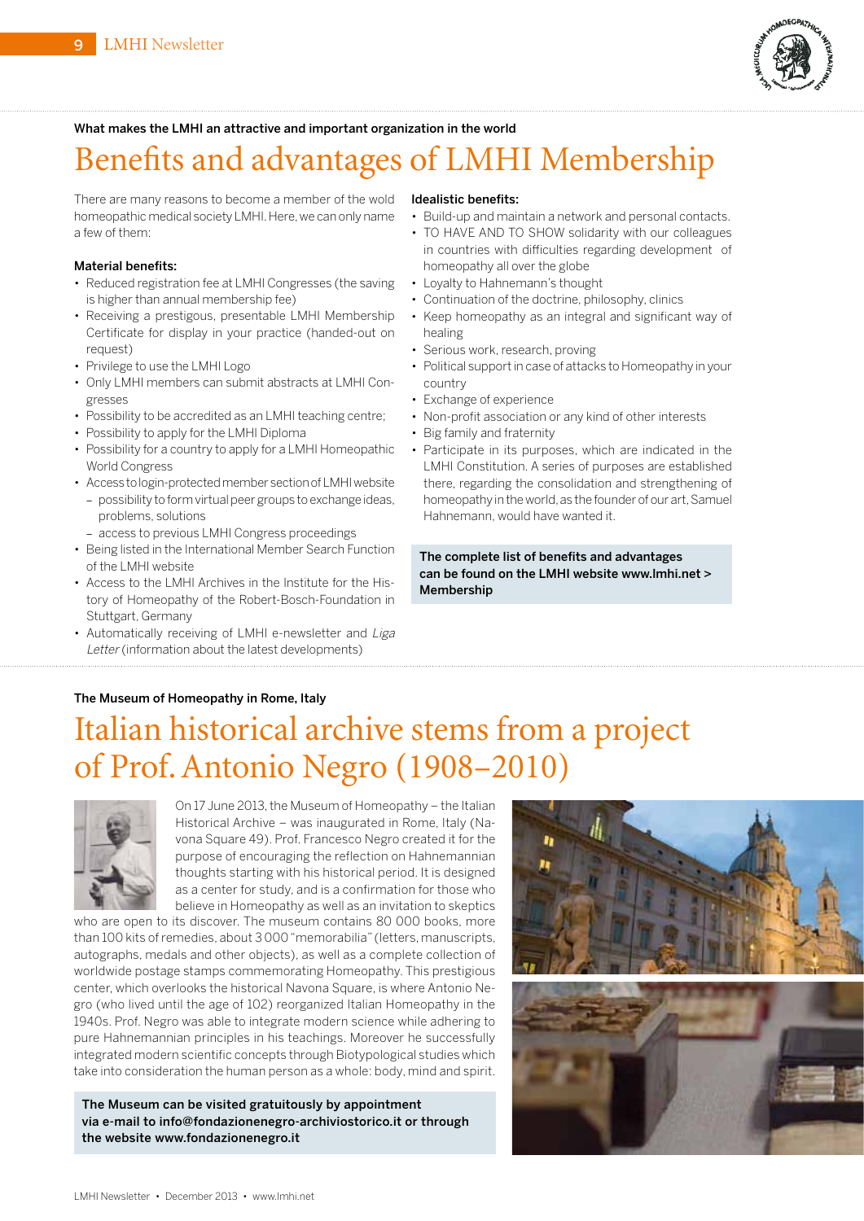What makes the LMHI an attractive and important organization in the world

# Benefits and advantages of LMHI Membership

There are many reasons to become a member of the wold homeopathic medical society LMHI. Here, we can only name a few of them:

**Material benefits:**

- Reduced registration fee at LMHI Congresses (the saving is higher than annual membership fee)
- Receiving a prestigous, presentable LMHI Membership Certificate for display in your practice (handed-out on request)
- Privilege to use the LMHI Logo
- Only LMHI members can submit abstracts at LMHI Congresses
- Possibility to be accredited as an LMHI teaching centre;
- Possibility to apply for the LMHI Diploma
- Possibility for a country to apply for a LMHI Homeopathic World Congress
- Access to login-protected member section of LMHI website
  - possibility to form virtual peer groups to exchange ideas, problems, solutions
  - access to previous LMHI Congress proceedings
- Being listed in the International Member Search Function of the LMHI website
- Access to the LMHI Archives in the Institute for the History of Homeopathy of the Robert-Bosch-Foundation in Stuttgart, Germany
- Automatically receiving of LMHI e-newsletter and *Liga Letter* (information about the latest developments)

**Idealistic benefits:**

- Build-up and maintain a network and personal contacts.
- TO HAVE AND TO SHOW solidarity with our colleagues in countries with difficulties regarding development of homeopathy all over the globe
- Loyalty to Hahnemann's thought
- Continuation of the doctrine, philosophy, clinics
- Keep homeopathy as an integral and significant way of healing
- Serious work, research, proving
- Political support in case of attacks to Homeopathy in your country
- Exchange of experience
- Non-profit association or any kind of other interests
- Big family and fraternity
- Participate in its purposes, which are indicated in the LMHI Constitution. A series of purposes are established there, regarding the consolidation and strengthening of homeopathy in the world, as the founder of our art, Samuel Hahnemann, would have wanted it.

**The complete list of benefits and advantages can be found on the LMHI website www.lmhi.net > Membership**

The Museum of Homeopathy in Rome, Italy

# Italian historical archive stems from a project of Prof. Antonio Negro (1908–2010)

On 17 June 2013, the Museum of Homeopathy – the Italian Historical Archive – was inaugurated in Rome, Italy (Navona Square 49). Prof. Francesco Negro created it for the purpose of encouraging the reflection on Hahnemannian thoughts starting with his historical period. It is designed as a center for study, and is a confirmation for those who believe in Homeopathy as well as an invitation to skeptics who are open to its discover. The museum contains 80 000 books, more than 100 kits of remedies, about 3 000 "memorabilia" (letters, manuscripts, autographs, medals and other objects), as well as a complete collection of worldwide postage stamps commemorating Homeopathy. This prestigious center, which overlooks the historical Navona Square, is where Antonio Negro (who lived until the age of 102) reorganized Italian Homeopathy in the 1940s. Prof. Negro was able to integrate modern science while adhering to pure Hahnemannian principles in his teachings. Moreover he successfully integrated modern scientific concepts through Biotypological studies which take into consideration the human person as a whole: body, mind and spirit.

**The Museum can be visited gratuitously by appointment via e-mail to info@fondazionenegro-archiviostorico.it or through the website www.fondazionenegro.it**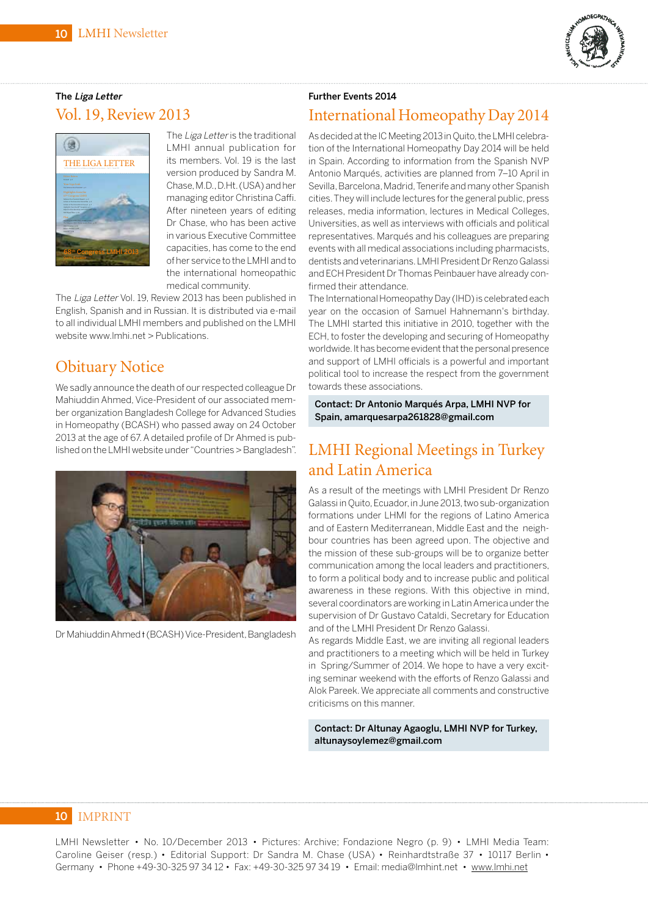The *Liga Letter*

## Vol. 19, Review 2013

The *Liga Letter* is the traditional LMHI annual publication for its members. Vol. 19 is the last version produced by Sandra M. Chase, M.D., D.Ht. (USA) and her managing editor Christina Caffi. After nineteen years of editing Dr Chase, who has been active in various Executive Committee capacities, has come to the end of her service to the LMHI and to the international homeopathic medical community.

The *Liga Letter* Vol. 19, Review 2013 has been published in English, Spanish and in Russian. It is distributed via e-mail to all individual LMHI members and published on the LMHI website www.lmhi.net > Publications.

## Obituary Notice

We sadly announce the death of our respected colleague Dr Mahiuddin Ahmed, Vice-President of our associated member organization Bangladesh College for Advanced Studies in Homeopathy (BCASH) who passed away on 24 October 2013 at the age of 67. A detailed profile of Dr Ahmed is published on the LMHI website under "Countries > Bangladesh".

Dr Mahiuddin Ahmed † (BCASH) Vice-President, Bangladesh

Further Events 2014

## International Homeopathy Day 2014

As decided at the IC Meeting 2013 in Quito, the LMHI celebration of the International Homeopathy Day 2014 will be held in Spain. According to information from the Spanish NVP Antonio Marqués, activities are planned from 7–10 April in Sevilla, Barcelona, Madrid, Tenerife and many other Spanish cities. They will include lectures for the general public, press releases, media information, lectures in Medical Colleges, Universities, as well as interviews with officials and political representatives. Marqués and his colleagues are preparing events with all medical associations including pharmacists, dentists and veterinarians. LMHI President Dr Renzo Galassi and ECH President Dr Thomas Peinbauer have already confirmed their attendance.

The International Homeopathy Day (IHD) is celebrated each year on the occasion of Samuel Hahnemann's birthday. The LMHI started this initiative in 2010, together with the ECH, to foster the developing and securing of Homeopathy worldwide. It has become evident that the personal presence and support of LMHI officials is a powerful and important political tool to increase the respect from the government towards these associations.

**Contact: Dr Antonio Marqués Arpa, LMHI NVP for Spain, amarquesarpa261828@gmail.com**

## LMHI Regional Meetings in Turkey and Latin America

As a result of the meetings with LMHI President Dr Renzo Galassi in Quito, Ecuador, in June 2013, two sub-organization formations under LMHI for the regions of Latino America and of Eastern Mediterranean, Middle East and the neighbour countries has been agreed upon. The objective and the mission of these sub-groups will be to organize better communication among the local leaders and practitioners, to form a political body and to increase public and political awareness in these regions. With this objective in mind, several coordinators are working in Latin America under the supervision of Dr Gustavo Cataldi, Secretary for Education and of the LMHI President Dr Renzo Galassi.

As regards Middle East, we are inviting all regional leaders and practitioners to a meeting which will be held in Turkey in Spring/Summer of 2014. We hope to have a very exciting seminar weekend with the efforts of Renzo Galassi and Alok Pareek. We appreciate all comments and constructive criticisms on this manner.

**Contact: Dr Altunay Agaoglu, LMHI NVP for Turkey, altunaysoylemez@gmail.com**

## IMPRINT

LMHI Newsletter • No. 10/December 2013 • Pictures: Archive; Fondazione Negro (p. 9) • LMHI Media Team: Caroline Geiser (resp.) • Editorial Support: Dr Sandra M. Chase (USA) • Reinhardtstraße 37 • 10117 Berlin • Germany • Phone +49-30-325 97 34 12 • Fax: +49-30-325 97 34 19 • Email: media@lmhint.net • www.lmhi.net